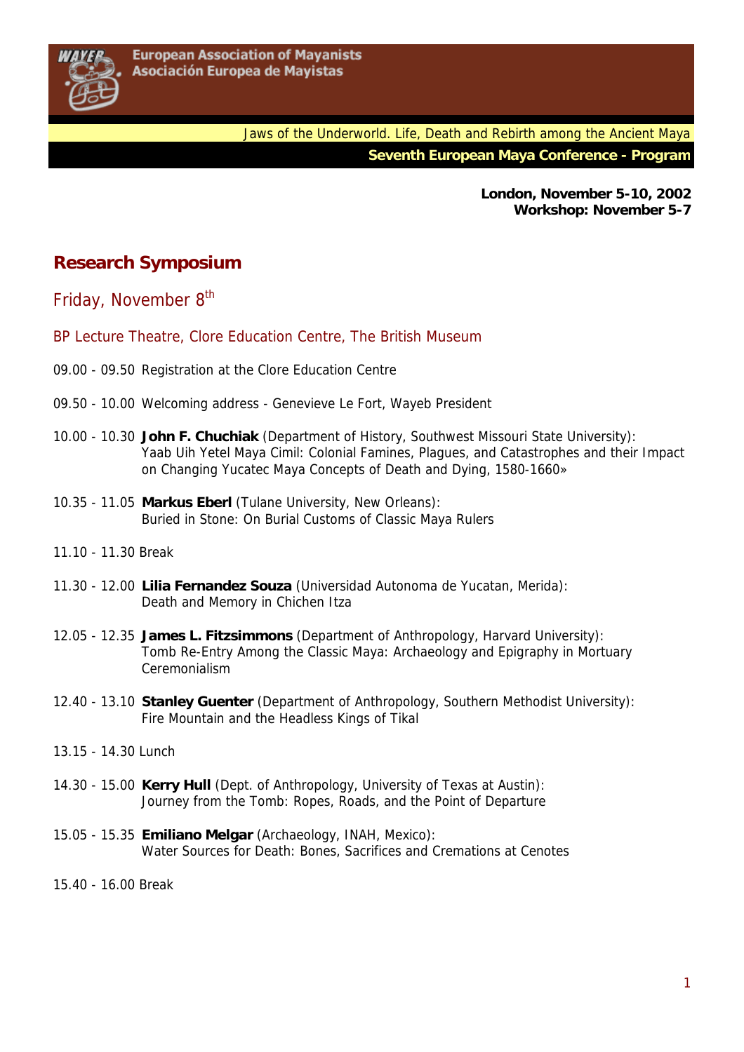European Association of Mayanists
Asociación Europea de Mayistas

Jaws of the Underworld. Life, Death and Rebirth among the Ancient Maya

**Seventh European Maya Conference - Program**

**London, November 5-10, 2002**
**Workshop: November 5-7**

## Research Symposium

### Friday, November 8th

BP Lecture Theatre, Clore Education Centre, The British Museum

09.00 - 09.50 Registration at the Clore Education Centre

09.50 - 10.00 Welcoming address - Genevieve Le Fort, Wayeb President

10.00 - 10.30 **John F. Chuchiak** (Department of History, Southwest Missouri State University): Yaab Uih Yetel Maya Cimil: Colonial Famines, Plagues, and Catastrophes and their Impact on Changing Yucatec Maya Concepts of Death and Dying, 1580-1660»

10.35 - 11.05 **Markus Eberl** (Tulane University, New Orleans): Buried in Stone: On Burial Customs of Classic Maya Rulers

11.10 - 11.30 Break

11.30 - 12.00 **Lilia Fernandez Souza** (Universidad Autonoma de Yucatan, Merida): Death and Memory in Chichen Itza

12.05 - 12.35 **James L. Fitzsimmons** (Department of Anthropology, Harvard University): Tomb Re-Entry Among the Classic Maya: Archaeology and Epigraphy in Mortuary Ceremonialism

12.40 - 13.10 **Stanley Guenter** (Department of Anthropology, Southern Methodist University): Fire Mountain and the Headless Kings of Tikal

13.15 - 14.30 Lunch

14.30 - 15.00 **Kerry Hull** (Dept. of Anthropology, University of Texas at Austin): Journey from the Tomb: Ropes, Roads, and the Point of Departure

15.05 - 15.35 **Emiliano Melgar** (Archaeology, INAH, Mexico): Water Sources for Death: Bones, Sacrifices and Cremations at Cenotes

15.40 - 16.00 Break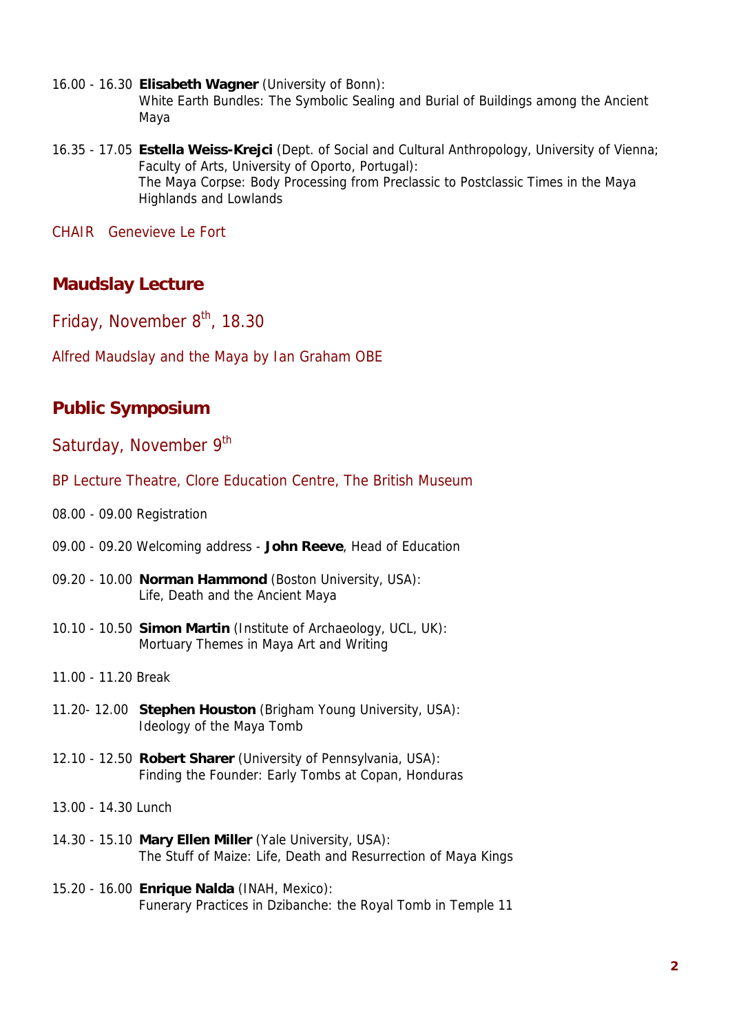16.00 - 16.30 **Elisabeth Wagner** (University of Bonn):
White Earth Bundles: The Symbolic Sealing and Burial of Buildings among the Ancient Maya

16.35 - 17.05 **Estella Weiss-Krejci** (Dept. of Social and Cultural Anthropology, University of Vienna; Faculty of Arts, University of Oporto, Portugal):
The Maya Corpse: Body Processing from Preclassic to Postclassic Times in the Maya Highlands and Lowlands

CHAIR Genevieve Le Fort

## Maudslay Lecture

### Friday, November 8th, 18.30

Alfred Maudslay and the Maya by Ian Graham OBE

## Public Symposium

### Saturday, November 9th

BP Lecture Theatre, Clore Education Centre, The British Museum

08.00 - 09.00 Registration

09.00 - 09.20 Welcoming address - **John Reeve**, Head of Education

09.20 - 10.00 **Norman Hammond** (Boston University, USA):
Life, Death and the Ancient Maya

10.10 - 10.50 **Simon Martin** (Institute of Archaeology, UCL, UK):
Mortuary Themes in Maya Art and Writing

11.00 - 11.20 Break

11.20- 12.00 **Stephen Houston** (Brigham Young University, USA):
Ideology of the Maya Tomb

12.10 - 12.50 **Robert Sharer** (University of Pennsylvania, USA):
Finding the Founder: Early Tombs at Copan, Honduras

13.00 - 14.30 Lunch

14.30 - 15.10 **Mary Ellen Miller** (Yale University, USA):
The Stuff of Maize: Life, Death and Resurrection of Maya Kings

15.20 - 16.00 **Enrique Nalda** (INAH, Mexico):
Funerary Practices in Dzibanche: the Royal Tomb in Temple 11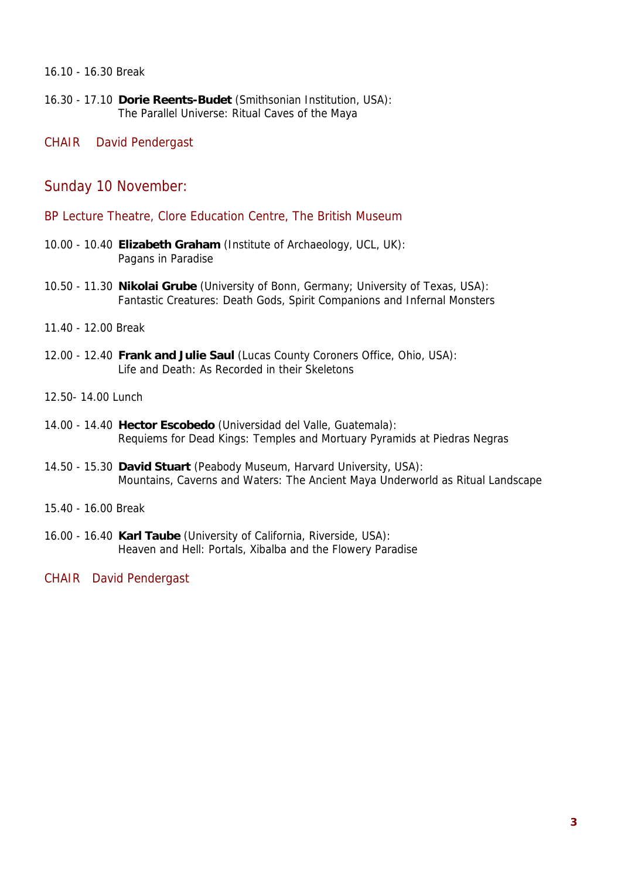16.10 - 16.30 Break

16.30 - 17.10 **Dorie Reents-Budet** (Smithsonian Institution, USA):
The Parallel Universe: Ritual Caves of the Maya

CHAIR David Pendergast

## Sunday 10 November:

BP Lecture Theatre, Clore Education Centre, The British Museum

10.00 - 10.40 **Elizabeth Graham** (Institute of Archaeology, UCL, UK):
Pagans in Paradise

10.50 - 11.30 **Nikolai Grube** (University of Bonn, Germany; University of Texas, USA):
Fantastic Creatures: Death Gods, Spirit Companions and Infernal Monsters

11.40 - 12.00 Break

12.00 - 12.40 **Frank and Julie Saul** (Lucas County Coroners Office, Ohio, USA):
Life and Death: As Recorded in their Skeletons

12.50- 14.00 Lunch

14.00 - 14.40 **Hector Escobedo** (Universidad del Valle, Guatemala):
Requiems for Dead Kings: Temples and Mortuary Pyramids at Piedras Negras

14.50 - 15.30 **David Stuart** (Peabody Museum, Harvard University, USA):
Mountains, Caverns and Waters: The Ancient Maya Underworld as Ritual Landscape

15.40 - 16.00 Break

16.00 - 16.40 **Karl Taube** (University of California, Riverside, USA):
Heaven and Hell: Portals, Xibalba and the Flowery Paradise

CHAIR David Pendergast